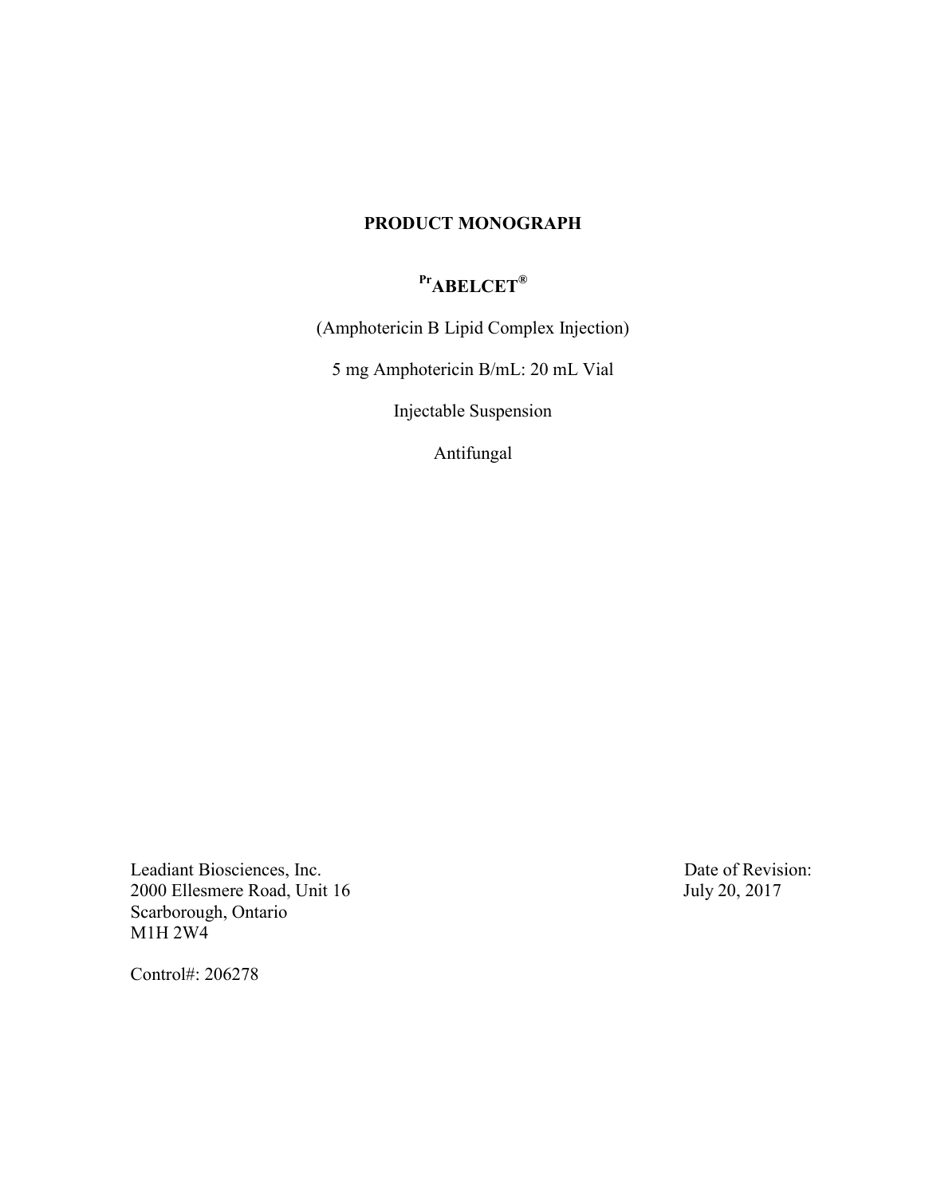# PRODUCT MONOGRAPH

## [Pr]ABELCET®

(Amphotericin B Lipid Complex Injection)

5 mg Amphotericin B/mL: 20 mL Vial

Injectable Suspension

Antifungal

Leadiant Biosciences, Inc.
2000 Ellesmere Road, Unit 16
Scarborough, Ontario
M1H 2W4

Date of Revision:
July 20, 2017

Control#: 206278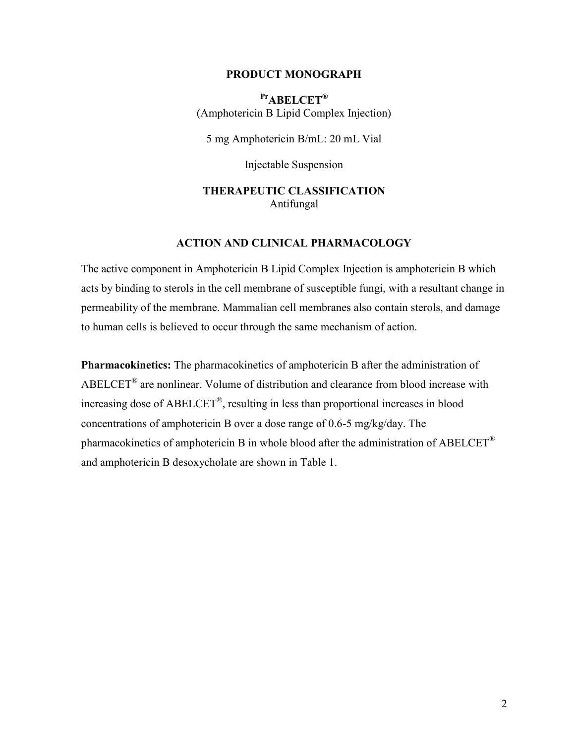# PRODUCT MONOGRAPH

**$^{Pr}$ABELCET®**
(Amphotericin B Lipid Complex Injection)

5 mg Amphotericin B/mL: 20 mL Vial

Injectable Suspension

**THERAPEUTIC CLASSIFICATION**
Antifungal

## ACTION AND CLINICAL PHARMACOLOGY

The active component in Amphotericin B Lipid Complex Injection is amphotericin B which acts by binding to sterols in the cell membrane of susceptible fungi, with a resultant change in permeability of the membrane. Mammalian cell membranes also contain sterols, and damage to human cells is believed to occur through the same mechanism of action.

**Pharmacokinetics:** The pharmacokinetics of amphotericin B after the administration of ABELCET® are nonlinear. Volume of distribution and clearance from blood increase with increasing dose of ABELCET®, resulting in less than proportional increases in blood concentrations of amphotericin B over a dose range of 0.6-5 mg/kg/day. The pharmacokinetics of amphotericin B in whole blood after the administration of ABELCET® and amphotericin B desoxycholate are shown in Table 1.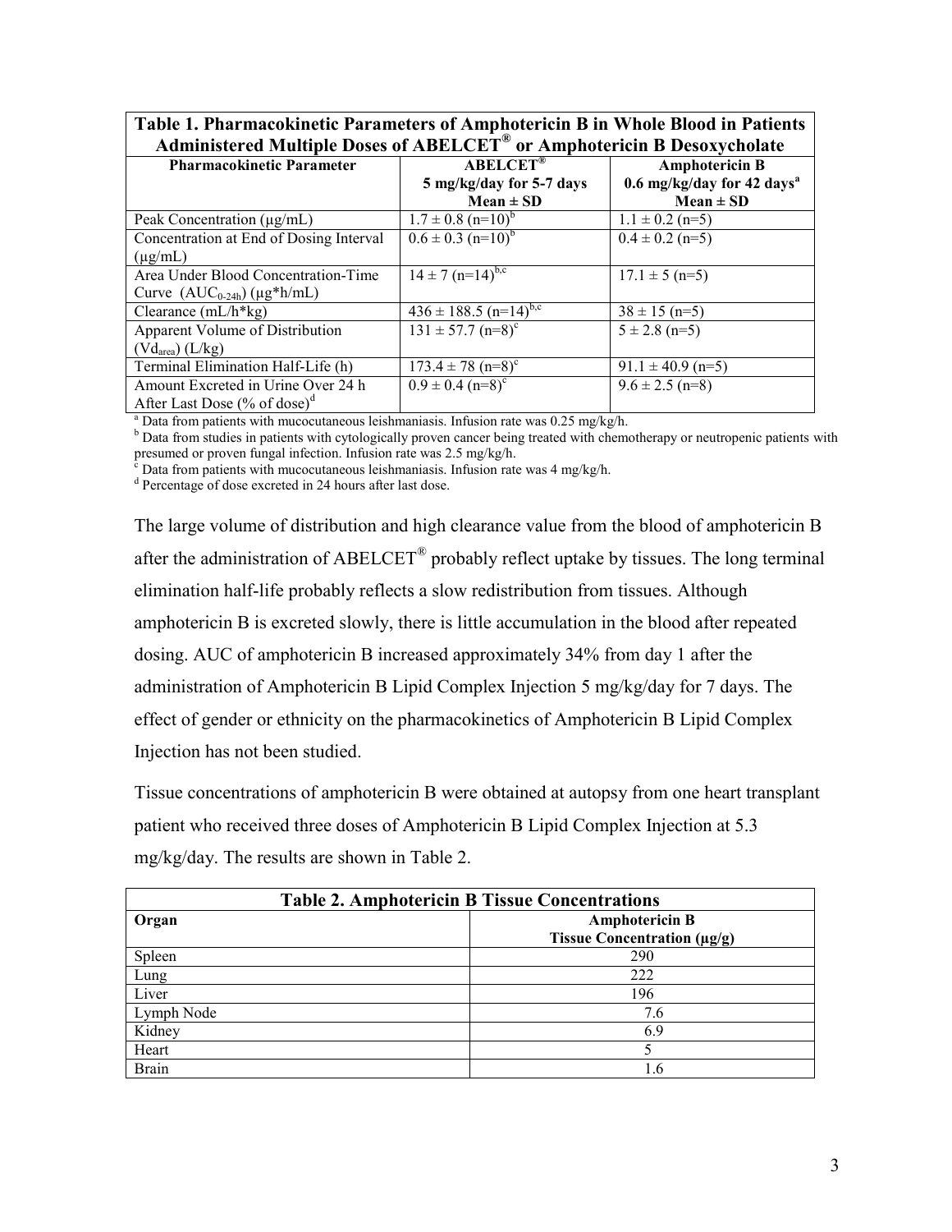| Table 1. Pharmacokinetic Parameters of Amphotericin B in Whole Blood in Patients Administered Multiple Doses of ABELCET® or Amphotericin B Desoxycholate | | |
|---|---|---|
| **Pharmacokinetic Parameter** | **ABELCET® 5 mg/kg/day for 5-7 days Mean ± SD** | **Amphotericin B 0.6 mg/kg/day for 42 days[a] Mean ± SD** |
| Peak Concentration (μg/mL) | 1.7 ± 0.8 (n=10)[b] | 1.1 ± 0.2 (n=5) |
| Concentration at End of Dosing Interval (μg/mL) | 0.6 ± 0.3 (n=10)[b] | 0.4 ± 0.2 (n=5) |
| Area Under Blood Concentration-Time Curve ($AUC_{0\text{-}24h}$) (μg*h/mL) | 14 ± 7 (n=14)[b,c] | 17.1 ± 5 (n=5) |
| Clearance (mL/h*kg) | 436 ± 188.5 (n=14)[b,c] | 38 ± 15 (n=5) |
| Apparent Volume of Distribution ($Vd_{area}$) (L/kg) | 131 ± 57.7 (n=8)[c] | 5 ± 2.8 (n=5) |
| Terminal Elimination Half-Life (h) | 173.4 ± 78 (n=8)[c] | 91.1 ± 40.9 (n=5) |
| Amount Excreted in Urine Over 24 h After Last Dose (% of dose)[d] | 0.9 ± 0.4 (n=8)[c] | 9.6 ± 2.5 (n=8) |

[a] Data from patients with mucocutaneous leishmaniasis. Infusion rate was 0.25 mg/kg/h.
[b] Data from studies in patients with cytologically proven cancer being treated with chemotherapy or neutropenic patients with presumed or proven fungal infection. Infusion rate was 2.5 mg/kg/h.
[c] Data from patients with mucocutaneous leishmaniasis. Infusion rate was 4 mg/kg/h.
[d] Percentage of dose excreted in 24 hours after last dose.

The large volume of distribution and high clearance value from the blood of amphotericin B after the administration of ABELCET® probably reflect uptake by tissues. The long terminal elimination half-life probably reflects a slow redistribution from tissues. Although amphotericin B is excreted slowly, there is little accumulation in the blood after repeated dosing. AUC of amphotericin B increased approximately 34% from day 1 after the administration of Amphotericin B Lipid Complex Injection 5 mg/kg/day for 7 days. The effect of gender or ethnicity on the pharmacokinetics of Amphotericin B Lipid Complex Injection has not been studied.

Tissue concentrations of amphotericin B were obtained at autopsy from one heart transplant patient who received three doses of Amphotericin B Lipid Complex Injection at 5.3 mg/kg/day. The results are shown in Table 2.

| Table 2. Amphotericin B Tissue Concentrations | |
|---|---|
| **Organ** | **Amphotericin B Tissue Concentration (μg/g)** |
| Spleen | 290 |
| Lung | 222 |
| Liver | 196 |
| Lymph Node | 7.6 |
| Kidney | 6.9 |
| Heart | 5 |
| Brain | 1.6 |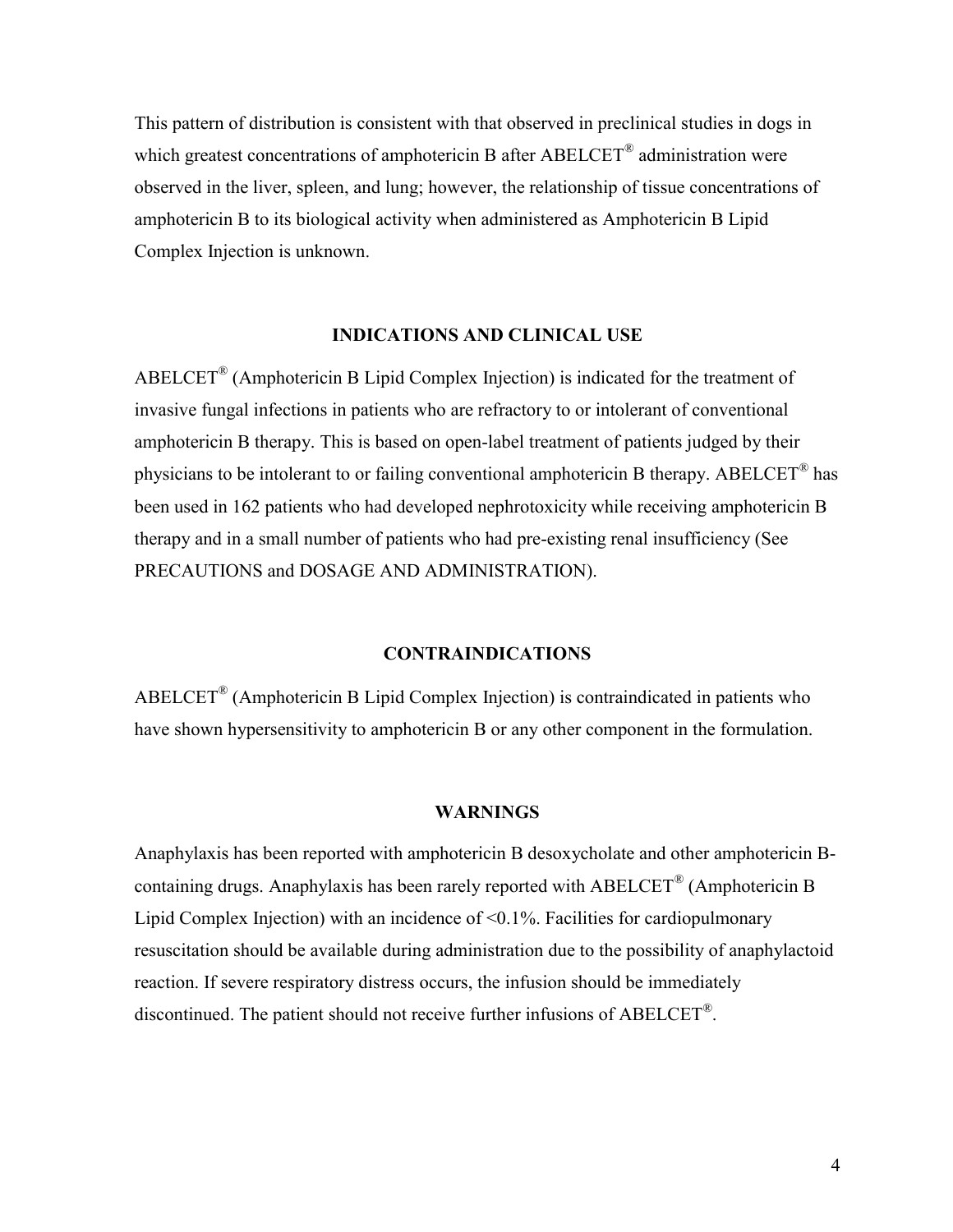This pattern of distribution is consistent with that observed in preclinical studies in dogs in which greatest concentrations of amphotericin B after ABELCET® administration were observed in the liver, spleen, and lung; however, the relationship of tissue concentrations of amphotericin B to its biological activity when administered as Amphotericin B Lipid Complex Injection is unknown.

## INDICATIONS AND CLINICAL USE

ABELCET® (Amphotericin B Lipid Complex Injection) is indicated for the treatment of invasive fungal infections in patients who are refractory to or intolerant of conventional amphotericin B therapy. This is based on open-label treatment of patients judged by their physicians to be intolerant to or failing conventional amphotericin B therapy. ABELCET® has been used in 162 patients who had developed nephrotoxicity while receiving amphotericin B therapy and in a small number of patients who had pre-existing renal insufficiency (See PRECAUTIONS and DOSAGE AND ADMINISTRATION).

## CONTRAINDICATIONS

ABELCET® (Amphotericin B Lipid Complex Injection) is contraindicated in patients who have shown hypersensitivity to amphotericin B or any other component in the formulation.

## WARNINGS

Anaphylaxis has been reported with amphotericin B desoxycholate and other amphotericin B-containing drugs. Anaphylaxis has been rarely reported with ABELCET® (Amphotericin B Lipid Complex Injection) with an incidence of <0.1%. Facilities for cardiopulmonary resuscitation should be available during administration due to the possibility of anaphylactoid reaction. If severe respiratory distress occurs, the infusion should be immediately discontinued. The patient should not receive further infusions of ABELCET®.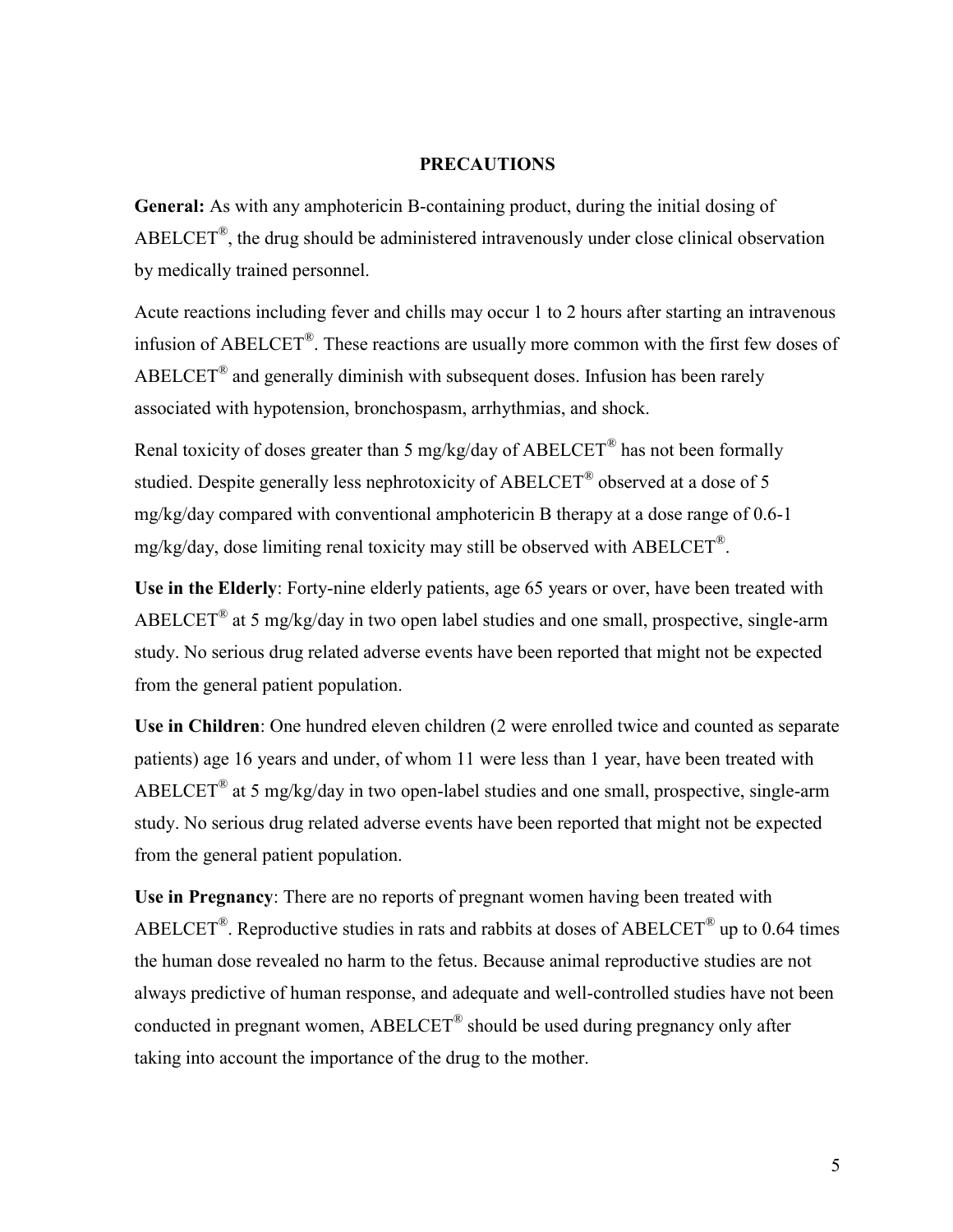## PRECAUTIONS

**General:** As with any amphotericin B-containing product, during the initial dosing of ABELCET®, the drug should be administered intravenously under close clinical observation by medically trained personnel.

Acute reactions including fever and chills may occur 1 to 2 hours after starting an intravenous infusion of ABELCET®. These reactions are usually more common with the first few doses of ABELCET® and generally diminish with subsequent doses. Infusion has been rarely associated with hypotension, bronchospasm, arrhythmias, and shock.

Renal toxicity of doses greater than 5 mg/kg/day of ABELCET® has not been formally studied. Despite generally less nephrotoxicity of ABELCET® observed at a dose of 5 mg/kg/day compared with conventional amphotericin B therapy at a dose range of 0.6-1 mg/kg/day, dose limiting renal toxicity may still be observed with ABELCET®.

**Use in the Elderly**: Forty-nine elderly patients, age 65 years or over, have been treated with ABELCET® at 5 mg/kg/day in two open label studies and one small, prospective, single-arm study. No serious drug related adverse events have been reported that might not be expected from the general patient population.

**Use in Children**: One hundred eleven children (2 were enrolled twice and counted as separate patients) age 16 years and under, of whom 11 were less than 1 year, have been treated with ABELCET® at 5 mg/kg/day in two open-label studies and one small, prospective, single-arm study. No serious drug related adverse events have been reported that might not be expected from the general patient population.

**Use in Pregnancy**: There are no reports of pregnant women having been treated with ABELCET®. Reproductive studies in rats and rabbits at doses of ABELCET® up to 0.64 times the human dose revealed no harm to the fetus. Because animal reproductive studies are not always predictive of human response, and adequate and well-controlled studies have not been conducted in pregnant women, ABELCET® should be used during pregnancy only after taking into account the importance of the drug to the mother.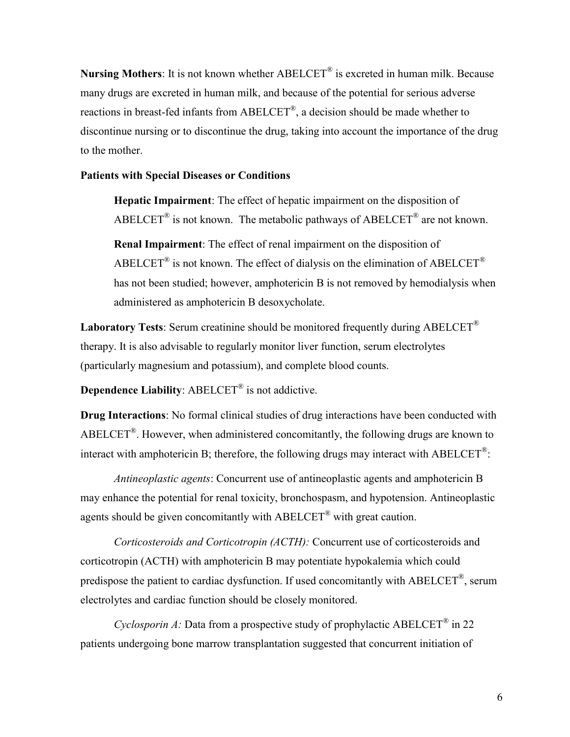**Nursing Mothers**: It is not known whether ABELCET® is excreted in human milk. Because many drugs are excreted in human milk, and because of the potential for serious adverse reactions in breast-fed infants from ABELCET®, a decision should be made whether to discontinue nursing or to discontinue the drug, taking into account the importance of the drug to the mother.

**Patients with Special Diseases or Conditions**

**Hepatic Impairment**: The effect of hepatic impairment on the disposition of ABELCET® is not known. The metabolic pathways of ABELCET® are not known.

**Renal Impairment**: The effect of renal impairment on the disposition of ABELCET® is not known. The effect of dialysis on the elimination of ABELCET® has not been studied; however, amphotericin B is not removed by hemodialysis when administered as amphotericin B desoxycholate.

**Laboratory Tests**: Serum creatinine should be monitored frequently during ABELCET® therapy. It is also advisable to regularly monitor liver function, serum electrolytes (particularly magnesium and potassium), and complete blood counts.

**Dependence Liability**: ABELCET® is not addictive.

**Drug Interactions**: No formal clinical studies of drug interactions have been conducted with ABELCET®. However, when administered concomitantly, the following drugs are known to interact with amphotericin B; therefore, the following drugs may interact with ABELCET®:

*Antineoplastic agents*: Concurrent use of antineoplastic agents and amphotericin B may enhance the potential for renal toxicity, bronchospasm, and hypotension. Antineoplastic agents should be given concomitantly with ABELCET® with great caution.

*Corticosteroids and Corticotropin (ACTH):* Concurrent use of corticosteroids and corticotropin (ACTH) with amphotericin B may potentiate hypokalemia which could predispose the patient to cardiac dysfunction. If used concomitantly with ABELCET®, serum electrolytes and cardiac function should be closely monitored.

*Cyclosporin A:* Data from a prospective study of prophylactic ABELCET® in 22 patients undergoing bone marrow transplantation suggested that concurrent initiation of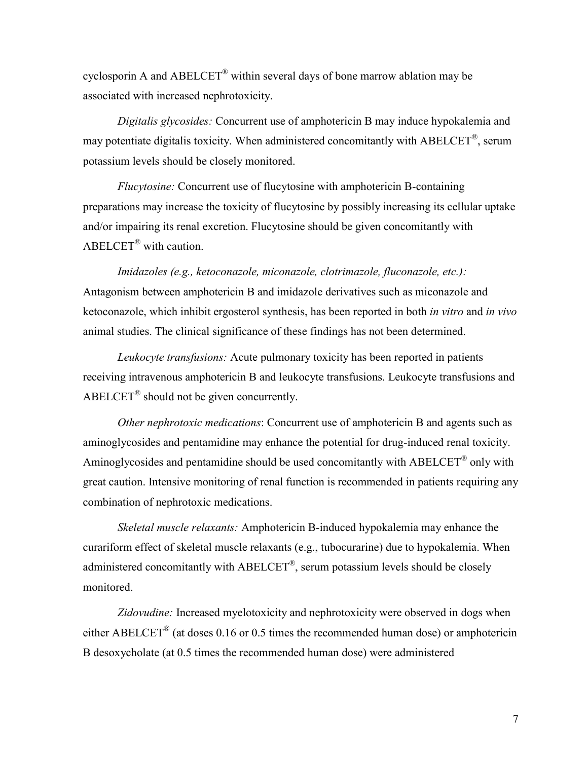cyclosporin A and ABELCET® within several days of bone marrow ablation may be associated with increased nephrotoxicity.

*Digitalis glycosides:* Concurrent use of amphotericin B may induce hypokalemia and may potentiate digitalis toxicity. When administered concomitantly with ABELCET®, serum potassium levels should be closely monitored.

*Flucytosine:* Concurrent use of flucytosine with amphotericin B-containing preparations may increase the toxicity of flucytosine by possibly increasing its cellular uptake and/or impairing its renal excretion. Flucytosine should be given concomitantly with ABELCET® with caution.

*Imidazoles (e.g., ketoconazole, miconazole, clotrimazole, fluconazole, etc.):* Antagonism between amphotericin B and imidazole derivatives such as miconazole and ketoconazole, which inhibit ergosterol synthesis, has been reported in both *in vitro* and *in vivo* animal studies. The clinical significance of these findings has not been determined.

*Leukocyte transfusions:* Acute pulmonary toxicity has been reported in patients receiving intravenous amphotericin B and leukocyte transfusions. Leukocyte transfusions and ABELCET® should not be given concurrently.

*Other nephrotoxic medications*: Concurrent use of amphotericin B and agents such as aminoglycosides and pentamidine may enhance the potential for drug-induced renal toxicity. Aminoglycosides and pentamidine should be used concomitantly with ABELCET® only with great caution. Intensive monitoring of renal function is recommended in patients requiring any combination of nephrotoxic medications.

*Skeletal muscle relaxants:* Amphotericin B-induced hypokalemia may enhance the curariform effect of skeletal muscle relaxants (e.g., tubocurarine) due to hypokalemia. When administered concomitantly with ABELCET®, serum potassium levels should be closely monitored.

*Zidovudine:* Increased myelotoxicity and nephrotoxicity were observed in dogs when either ABELCET® (at doses 0.16 or 0.5 times the recommended human dose) or amphotericin B desoxycholate (at 0.5 times the recommended human dose) were administered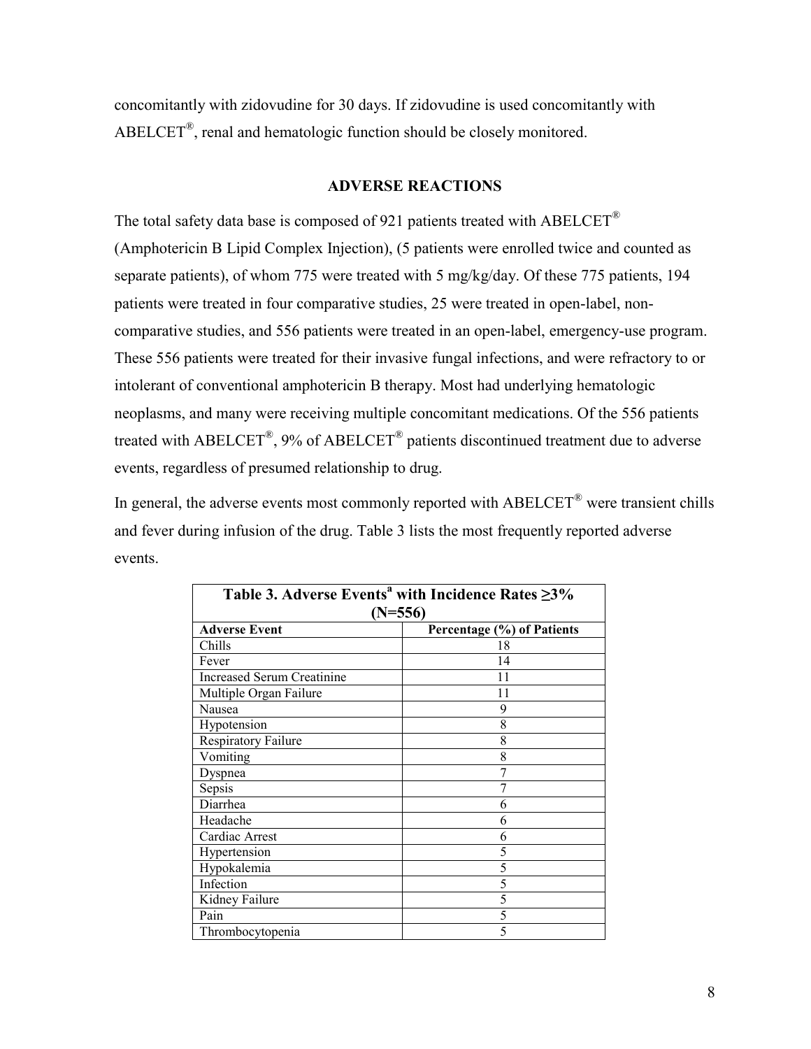concomitantly with zidovudine for 30 days. If zidovudine is used concomitantly with ABELCET®, renal and hematologic function should be closely monitored.

## ADVERSE REACTIONS

The total safety data base is composed of 921 patients treated with ABELCET® (Amphotericin B Lipid Complex Injection), (5 patients were enrolled twice and counted as separate patients), of whom 775 were treated with 5 mg/kg/day. Of these 775 patients, 194 patients were treated in four comparative studies, 25 were treated in open-label, non-comparative studies, and 556 patients were treated in an open-label, emergency-use program. These 556 patients were treated for their invasive fungal infections, and were refractory to or intolerant of conventional amphotericin B therapy. Most had underlying hematologic neoplasms, and many were receiving multiple concomitant medications. Of the 556 patients treated with ABELCET®, 9% of ABELCET® patients discontinued treatment due to adverse events, regardless of presumed relationship to drug.

In general, the adverse events most commonly reported with ABELCET® were transient chills and fever during infusion of the drug. Table 3 lists the most frequently reported adverse events.

**Table 3. Adverse Events[a] with Incidence Rates ≥3% (N=556)**

| Adverse Event | Percentage (%) of Patients |
|---|---|
| Chills | 18 |
| Fever | 14 |
| Increased Serum Creatinine | 11 |
| Multiple Organ Failure | 11 |
| Nausea | 9 |
| Hypotension | 8 |
| Respiratory Failure | 8 |
| Vomiting | 8 |
| Dyspnea | 7 |
| Sepsis | 7 |
| Diarrhea | 6 |
| Headache | 6 |
| Cardiac Arrest | 6 |
| Hypertension | 5 |
| Hypokalemia | 5 |
| Infection | 5 |
| Kidney Failure | 5 |
| Pain | 5 |
| Thrombocytopenia | 5 |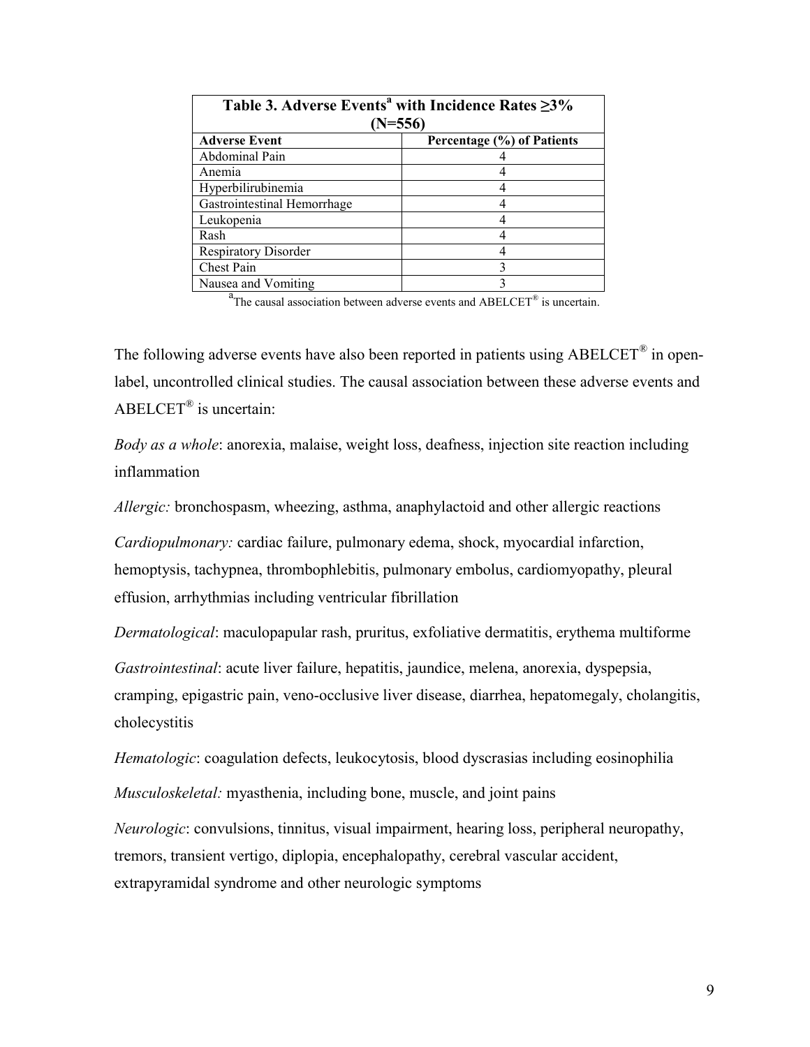| Table 3. Adverse Events[a] with Incidence Rates ≥3% (N=556) | |
|---|---|
| **Adverse Event** | **Percentage (%) of Patients** |
| Abdominal Pain | 4 |
| Anemia | 4 |
| Hyperbilirubinemia | 4 |
| Gastrointestinal Hemorrhage | 4 |
| Leukopenia | 4 |
| Rash | 4 |
| Respiratory Disorder | 4 |
| Chest Pain | 3 |
| Nausea and Vomiting | 3 |

[a]The causal association between adverse events and ABELCET® is uncertain.

The following adverse events have also been reported in patients using ABELCET® in open-label, uncontrolled clinical studies. The causal association between these adverse events and ABELCET® is uncertain:

*Body as a whole*: anorexia, malaise, weight loss, deafness, injection site reaction including inflammation

*Allergic:* bronchospasm, wheezing, asthma, anaphylactoid and other allergic reactions

*Cardiopulmonary:* cardiac failure, pulmonary edema, shock, myocardial infarction, hemoptysis, tachypnea, thrombophlebitis, pulmonary embolus, cardiomyopathy, pleural effusion, arrhythmias including ventricular fibrillation

*Dermatological*: maculopapular rash, pruritus, exfoliative dermatitis, erythema multiforme

*Gastrointestinal*: acute liver failure, hepatitis, jaundice, melena, anorexia, dyspepsia, cramping, epigastric pain, veno-occlusive liver disease, diarrhea, hepatomegaly, cholangitis, cholecystitis

*Hematologic*: coagulation defects, leukocytosis, blood dyscrasias including eosinophilia

*Musculoskeletal:* myasthenia, including bone, muscle, and joint pains

*Neurologic*: convulsions, tinnitus, visual impairment, hearing loss, peripheral neuropathy, tremors, transient vertigo, diplopia, encephalopathy, cerebral vascular accident, extrapyramidal syndrome and other neurologic symptoms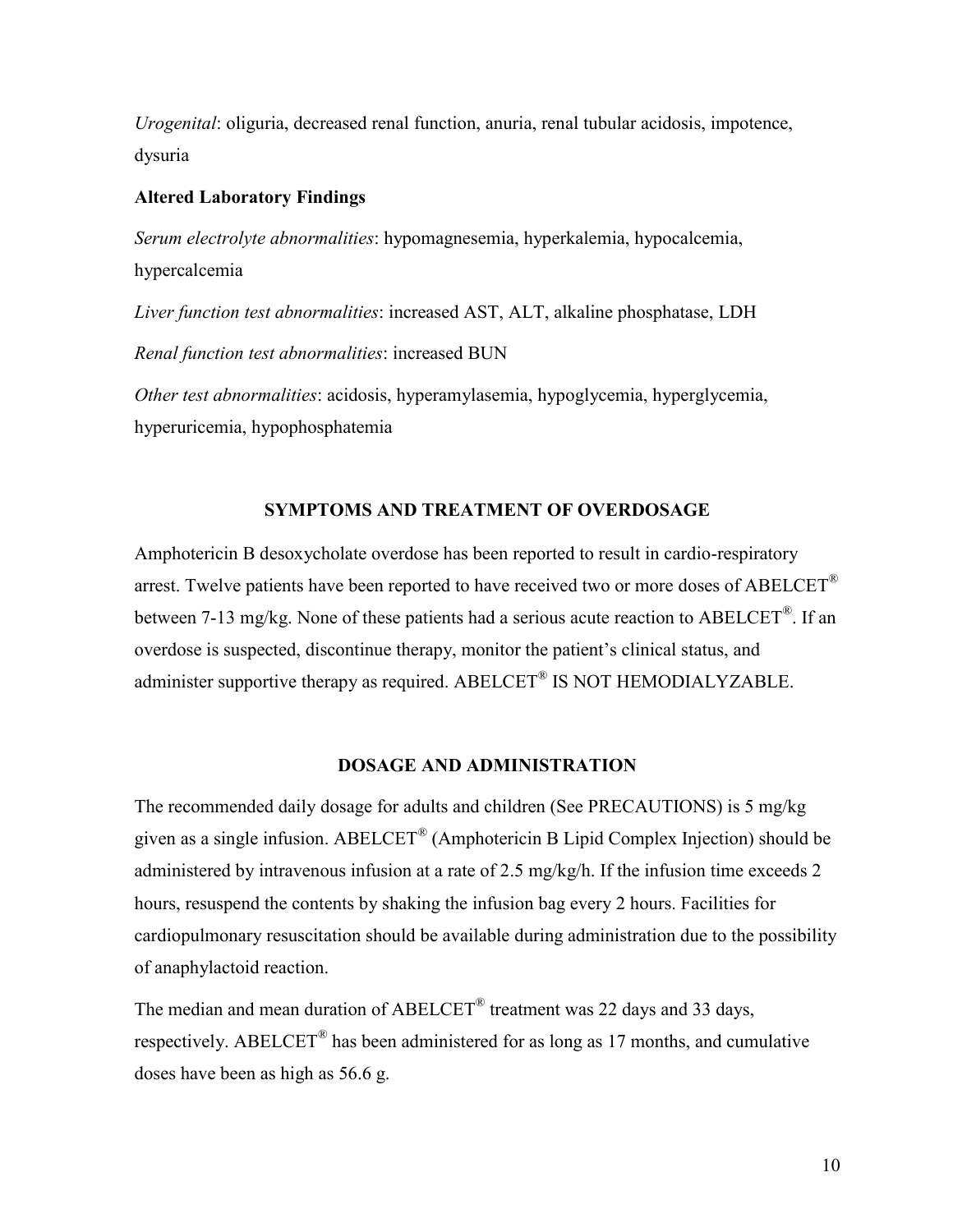*Urogenital*: oliguria, decreased renal function, anuria, renal tubular acidosis, impotence, dysuria

**Altered Laboratory Findings**

*Serum electrolyte abnormalities*: hypomagnesemia, hyperkalemia, hypocalcemia, hypercalcemia

*Liver function test abnormalities*: increased AST, ALT, alkaline phosphatase, LDH

*Renal function test abnormalities*: increased BUN

*Other test abnormalities*: acidosis, hyperamylasemia, hypoglycemia, hyperglycemia, hyperuricemia, hypophosphatemia

## SYMPTOMS AND TREATMENT OF OVERDOSAGE

Amphotericin B desoxycholate overdose has been reported to result in cardio-respiratory arrest. Twelve patients have been reported to have received two or more doses of ABELCET® between 7-13 mg/kg. None of these patients had a serious acute reaction to ABELCET®. If an overdose is suspected, discontinue therapy, monitor the patient's clinical status, and administer supportive therapy as required. ABELCET® IS NOT HEMODIALYZABLE.

## DOSAGE AND ADMINISTRATION

The recommended daily dosage for adults and children (See PRECAUTIONS) is 5 mg/kg given as a single infusion. ABELCET® (Amphotericin B Lipid Complex Injection) should be administered by intravenous infusion at a rate of 2.5 mg/kg/h. If the infusion time exceeds 2 hours, resuspend the contents by shaking the infusion bag every 2 hours. Facilities for cardiopulmonary resuscitation should be available during administration due to the possibility of anaphylactoid reaction.

The median and mean duration of ABELCET® treatment was 22 days and 33 days, respectively. ABELCET® has been administered for as long as 17 months, and cumulative doses have been as high as 56.6 g.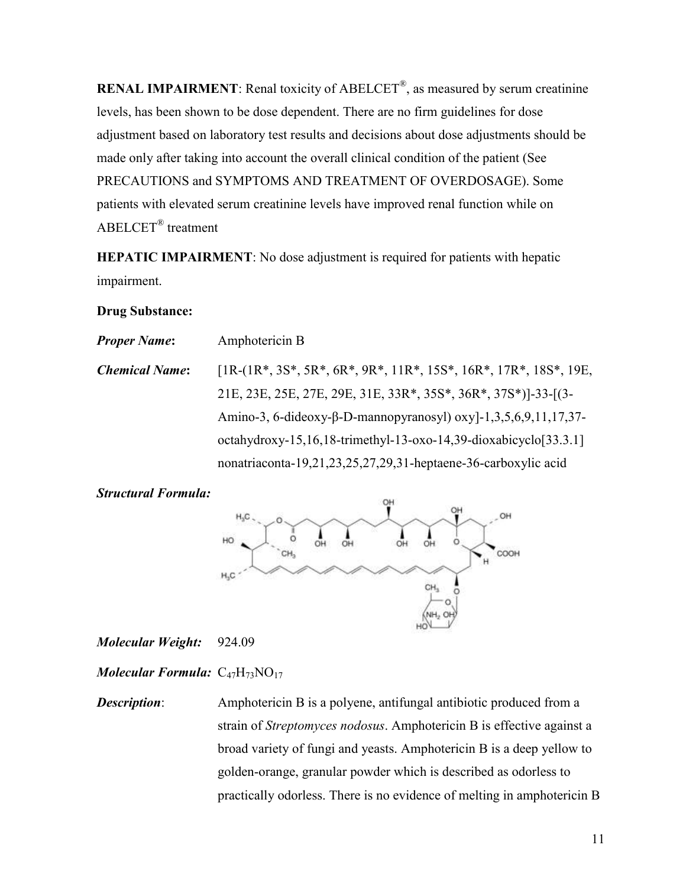**RENAL IMPAIRMENT**: Renal toxicity of ABELCET®, as measured by serum creatinine levels, has been shown to be dose dependent. There are no firm guidelines for dose adjustment based on laboratory test results and decisions about dose adjustments should be made only after taking into account the overall clinical condition of the patient (See PRECAUTIONS and SYMPTOMS AND TREATMENT OF OVERDOSAGE). Some patients with elevated serum creatinine levels have improved renal function while on ABELCET® treatment

**HEPATIC IMPAIRMENT**: No dose adjustment is required for patients with hepatic impairment.

**Drug Substance:**

***Proper Name*:** Amphotericin B

***Chemical Name*:** [1R-(1R*, 3S*, 5R*, 6R*, 9R*, 11R*, 15S*, 16R*, 17R*, 18S*, 19E, 21E, 23E, 25E, 27E, 29E, 31E, 33R*, 35S*, 36R*, 37S*)]-33-[(3-Amino-3, 6-dideoxy-β-D-mannopyranosyl) oxy]-1,3,5,6,9,11,17,37-octahydroxy-15,16,18-trimethyl-13-oxo-14,39-dioxabicyclo[33.3.1] nonatriaconta-19,21,23,25,27,29,31-heptaene-36-carboxylic acid

***Structural Formula:***

***Molecular Weight:*** 924.09

***Molecular Formula:*** $C_{47}H_{73}NO_{17}$

***Description***: Amphotericin B is a polyene, antifungal antibiotic produced from a strain of *Streptomyces nodosus*. Amphotericin B is effective against a broad variety of fungi and yeasts. Amphotericin B is a deep yellow to golden-orange, granular powder which is described as odorless to practically odorless. There is no evidence of melting in amphotericin B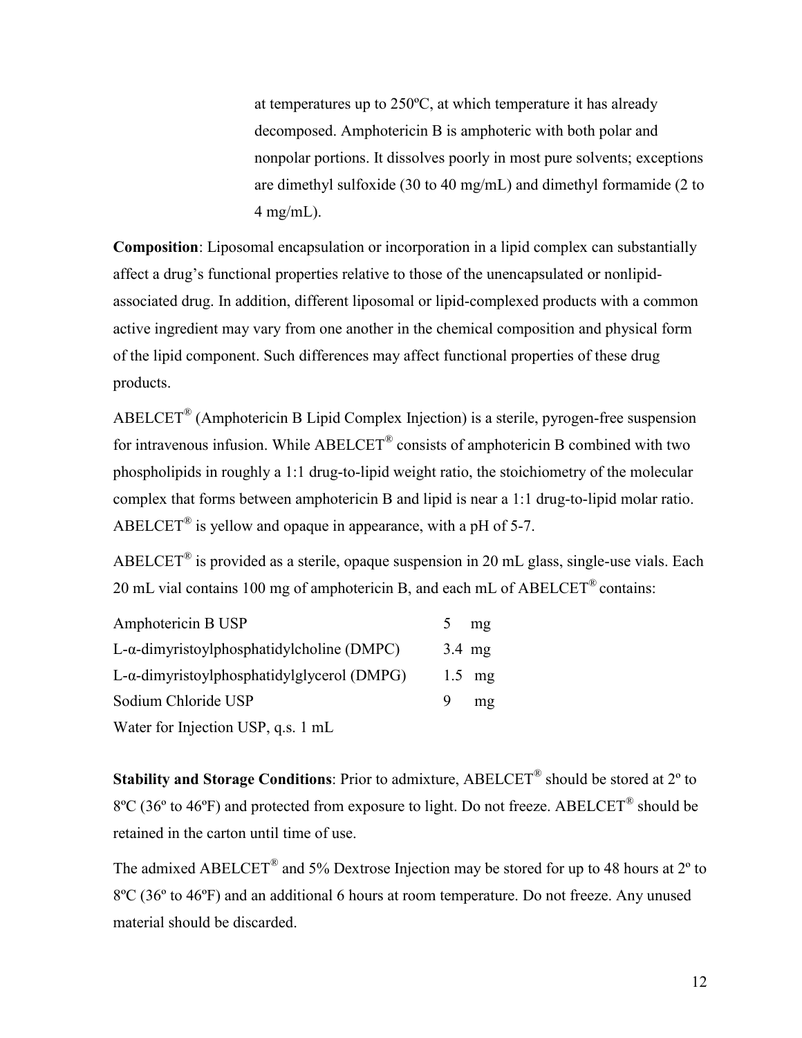at temperatures up to 250ºC, at which temperature it has already decomposed. Amphotericin B is amphoteric with both polar and nonpolar portions. It dissolves poorly in most pure solvents; exceptions are dimethyl sulfoxide (30 to 40 mg/mL) and dimethyl formamide (2 to 4 mg/mL).

**Composition**: Liposomal encapsulation or incorporation in a lipid complex can substantially affect a drug's functional properties relative to those of the unencapsulated or nonlipid-associated drug. In addition, different liposomal or lipid-complexed products with a common active ingredient may vary from one another in the chemical composition and physical form of the lipid component. Such differences may affect functional properties of these drug products.

ABELCET® (Amphotericin B Lipid Complex Injection) is a sterile, pyrogen-free suspension for intravenous infusion. While ABELCET® consists of amphotericin B combined with two phospholipids in roughly a 1:1 drug-to-lipid weight ratio, the stoichiometry of the molecular complex that forms between amphotericin B and lipid is near a 1:1 drug-to-lipid molar ratio. ABELCET® is yellow and opaque in appearance, with a pH of 5-7.

ABELCET® is provided as a sterile, opaque suspension in 20 mL glass, single-use vials. Each 20 mL vial contains 100 mg of amphotericin B, and each mL of ABELCET® contains:

| | |
|---|---|
| Amphotericin B USP | 5 mg |
| L-α-dimyristoylphosphatidylcholine (DMPC) | 3.4 mg |
| L-α-dimyristoylphosphatidylglycerol (DMPG) | 1.5 mg |
| Sodium Chloride USP | 9 mg |
| Water for Injection USP, q.s. 1 mL | |

**Stability and Storage Conditions**: Prior to admixture, ABELCET® should be stored at 2º to 8ºC (36º to 46ºF) and protected from exposure to light. Do not freeze. ABELCET® should be retained in the carton until time of use.

The admixed ABELCET® and 5% Dextrose Injection may be stored for up to 48 hours at 2º to 8ºC (36º to 46ºF) and an additional 6 hours at room temperature. Do not freeze. Any unused material should be discarded.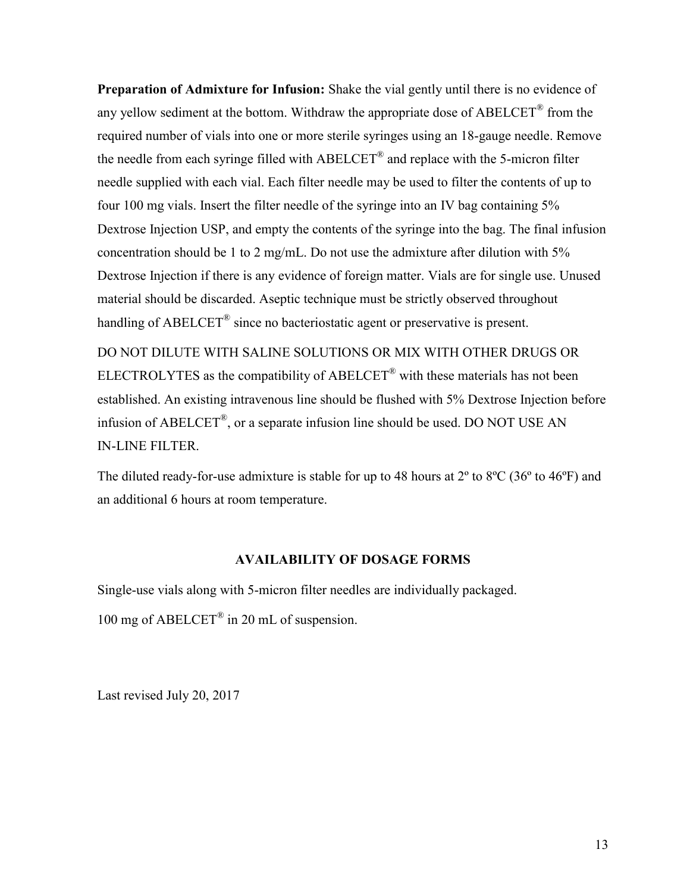**Preparation of Admixture for Infusion:** Shake the vial gently until there is no evidence of any yellow sediment at the bottom. Withdraw the appropriate dose of ABELCET® from the required number of vials into one or more sterile syringes using an 18-gauge needle. Remove the needle from each syringe filled with ABELCET® and replace with the 5-micron filter needle supplied with each vial. Each filter needle may be used to filter the contents of up to four 100 mg vials. Insert the filter needle of the syringe into an IV bag containing 5% Dextrose Injection USP, and empty the contents of the syringe into the bag. The final infusion concentration should be 1 to 2 mg/mL. Do not use the admixture after dilution with 5% Dextrose Injection if there is any evidence of foreign matter. Vials are for single use. Unused material should be discarded. Aseptic technique must be strictly observed throughout handling of ABELCET® since no bacteriostatic agent or preservative is present.

DO NOT DILUTE WITH SALINE SOLUTIONS OR MIX WITH OTHER DRUGS OR ELECTROLYTES as the compatibility of ABELCET® with these materials has not been established. An existing intravenous line should be flushed with 5% Dextrose Injection before infusion of ABELCET®, or a separate infusion line should be used. DO NOT USE AN IN-LINE FILTER.

The diluted ready-for-use admixture is stable for up to 48 hours at 2º to 8ºC (36º to 46ºF) and an additional 6 hours at room temperature.

## AVAILABILITY OF DOSAGE FORMS

Single-use vials along with 5-micron filter needles are individually packaged.

100 mg of ABELCET® in 20 mL of suspension.

Last revised July 20, 2017